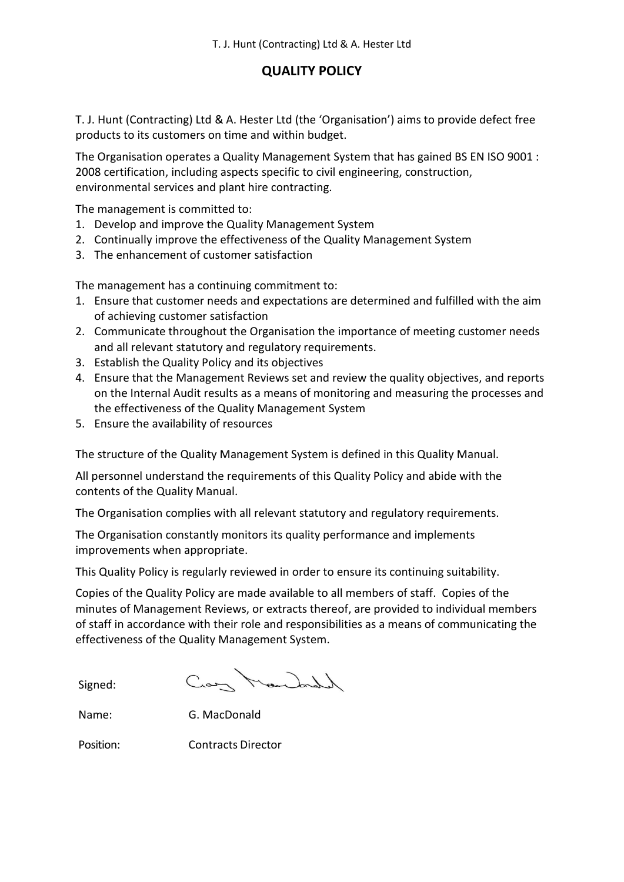T. J. Hunt (Contracting) Ltd & A. Hester Ltd

# QUALITY POLICY

T. J. Hunt (Contracting) Ltd & A. Hester Ltd (the 'Organisation') aims to provide defect free products to its customers on time and within budget.

The Organisation operates a Quality Management System that has gained BS EN ISO 9001 : 2008 certification, including aspects specific to civil engineering, construction, environmental services and plant hire contracting.

The management is committed to:

1. Develop and improve the Quality Management System
2. Continually improve the effectiveness of the Quality Management System
3. The enhancement of customer satisfaction

The management has a continuing commitment to:

1. Ensure that customer needs and expectations are determined and fulfilled with the aim of achieving customer satisfaction
2. Communicate throughout the Organisation the importance of meeting customer needs and all relevant statutory and regulatory requirements.
3. Establish the Quality Policy and its objectives
4. Ensure that the Management Reviews set and review the quality objectives, and reports on the Internal Audit results as a means of monitoring and measuring the processes and the effectiveness of the Quality Management System
5. Ensure the availability of resources

The structure of the Quality Management System is defined in this Quality Manual.

All personnel understand the requirements of this Quality Policy and abide with the contents of the Quality Manual.

The Organisation complies with all relevant statutory and regulatory requirements.

The Organisation constantly monitors its quality performance and implements improvements when appropriate.

This Quality Policy is regularly reviewed in order to ensure its continuing suitability.

Copies of the Quality Policy are made available to all members of staff. Copies of the minutes of Management Reviews, or extracts thereof, are provided to individual members of staff in accordance with their role and responsibilities as a means of communicating the effectiveness of the Quality Management System.

Signed:

Name: G. MacDonald

Position: Contracts Director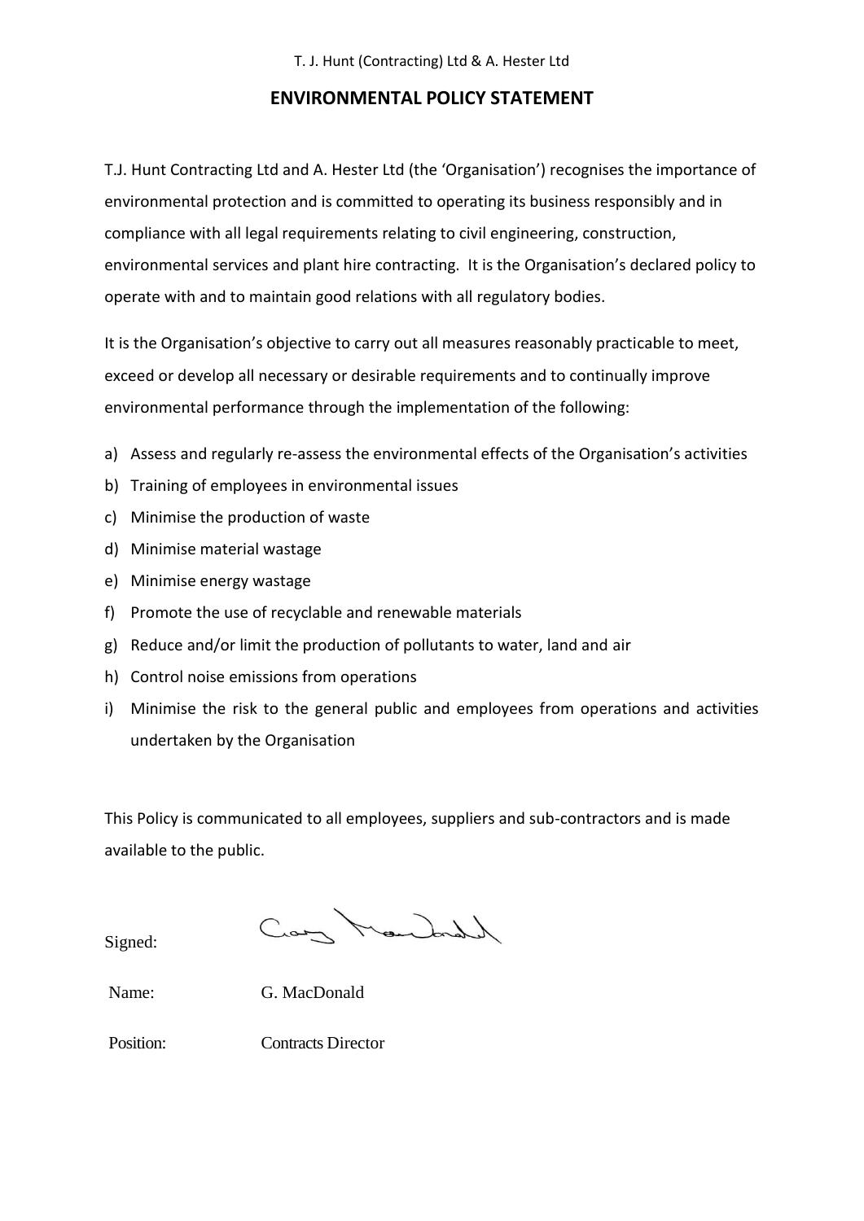T. J. Hunt (Contracting) Ltd & A. Hester Ltd

# ENVIRONMENTAL POLICY STATEMENT

T.J. Hunt Contracting Ltd and A. Hester Ltd (the 'Organisation') recognises the importance of environmental protection and is committed to operating its business responsibly and in compliance with all legal requirements relating to civil engineering, construction, environmental services and plant hire contracting. It is the Organisation's declared policy to operate with and to maintain good relations with all regulatory bodies.

It is the Organisation's objective to carry out all measures reasonably practicable to meet, exceed or develop all necessary or desirable requirements and to continually improve environmental performance through the implementation of the following:

a) Assess and regularly re-assess the environmental effects of the Organisation's activities
b) Training of employees in environmental issues
c) Minimise the production of waste
d) Minimise material wastage
e) Minimise energy wastage
f) Promote the use of recyclable and renewable materials
g) Reduce and/or limit the production of pollutants to water, land and air
h) Control noise emissions from operations
i) Minimise the risk to the general public and employees from operations and activities undertaken by the Organisation

This Policy is communicated to all employees, suppliers and sub-contractors and is made available to the public.

Signed:

Name: G. MacDonald

Position: Contracts Director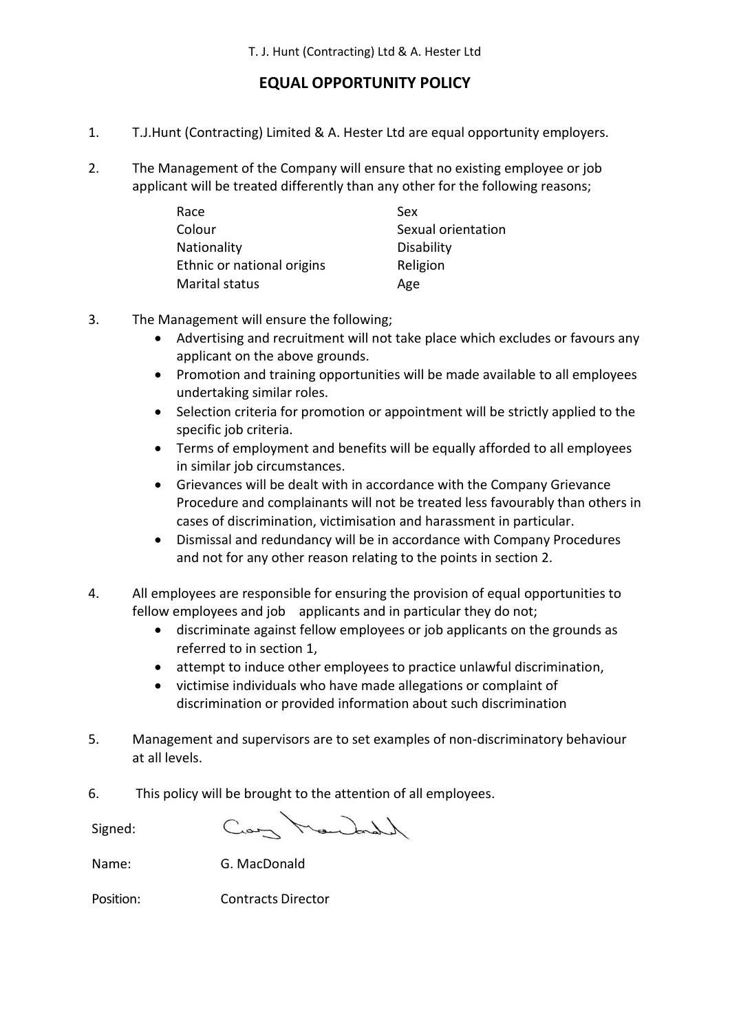T. J. Hunt (Contracting) Ltd & A. Hester Ltd

# EQUAL OPPORTUNITY POLICY

1. T.J.Hunt (Contracting) Limited & A. Hester Ltd are equal opportunity employers.

2. The Management of the Company will ensure that no existing employee or job applicant will be treated differently than any other for the following reasons;

   | | |
   |---|---|
   | Race | Sex |
   | Colour | Sexual orientation |
   | Nationality | Disability |
   | Ethnic or national origins | Religion |
   | Marital status | Age |

3. The Management will ensure the following;
   - Advertising and recruitment will not take place which excludes or favours any applicant on the above grounds.
   - Promotion and training opportunities will be made available to all employees undertaking similar roles.
   - Selection criteria for promotion or appointment will be strictly applied to the specific job criteria.
   - Terms of employment and benefits will be equally afforded to all employees in similar job circumstances.
   - Grievances will be dealt with in accordance with the Company Grievance Procedure and complainants will not be treated less favourably than others in cases of discrimination, victimisation and harassment in particular.
   - Dismissal and redundancy will be in accordance with Company Procedures and not for any other reason relating to the points in section 2.

4. All employees are responsible for ensuring the provision of equal opportunities to fellow employees and job applicants and in particular they do not;
   - discriminate against fellow employees or job applicants on the grounds as referred to in section 1,
   - attempt to induce other employees to practice unlawful discrimination,
   - victimise individuals who have made allegations or complaint of discrimination or provided information about such discrimination

5. Management and supervisors are to set examples of non-discriminatory behaviour at all levels.

6. This policy will be brought to the attention of all employees.

Signed:

Name: G. MacDonald

Position: Contracts Director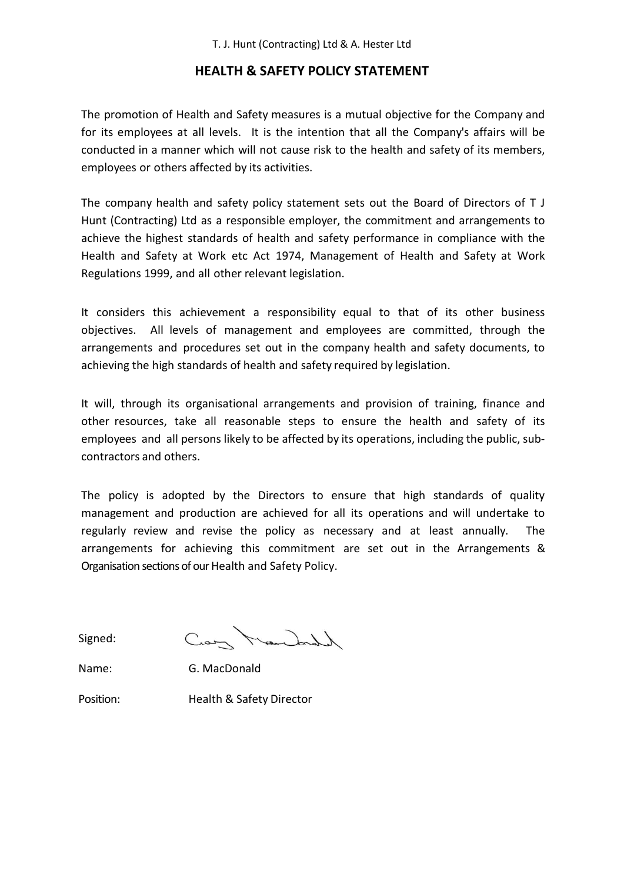T. J. Hunt (Contracting) Ltd & A. Hester Ltd

# HEALTH & SAFETY POLICY STATEMENT

The promotion of Health and Safety measures is a mutual objective for the Company and for its employees at all levels. It is the intention that all the Company's affairs will be conducted in a manner which will not cause risk to the health and safety of its members, employees or others affected by its activities.

The company health and safety policy statement sets out the Board of Directors of T J Hunt (Contracting) Ltd as a responsible employer, the commitment and arrangements to achieve the highest standards of health and safety performance in compliance with the Health and Safety at Work etc Act 1974, Management of Health and Safety at Work Regulations 1999, and all other relevant legislation.

It considers this achievement a responsibility equal to that of its other business objectives. All levels of management and employees are committed, through the arrangements and procedures set out in the company health and safety documents, to achieving the high standards of health and safety required by legislation.

It will, through its organisational arrangements and provision of training, finance and other resources, take all reasonable steps to ensure the health and safety of its employees and all persons likely to be affected by its operations, including the public, sub-contractors and others.

The policy is adopted by the Directors to ensure that high standards of quality management and production are achieved for all its operations and will undertake to regularly review and revise the policy as necessary and at least annually. The arrangements for achieving this commitment are set out in the Arrangements & Organisation sections of our Health and Safety Policy.

Signed:

Name: G. MacDonald

Position: Health & Safety Director